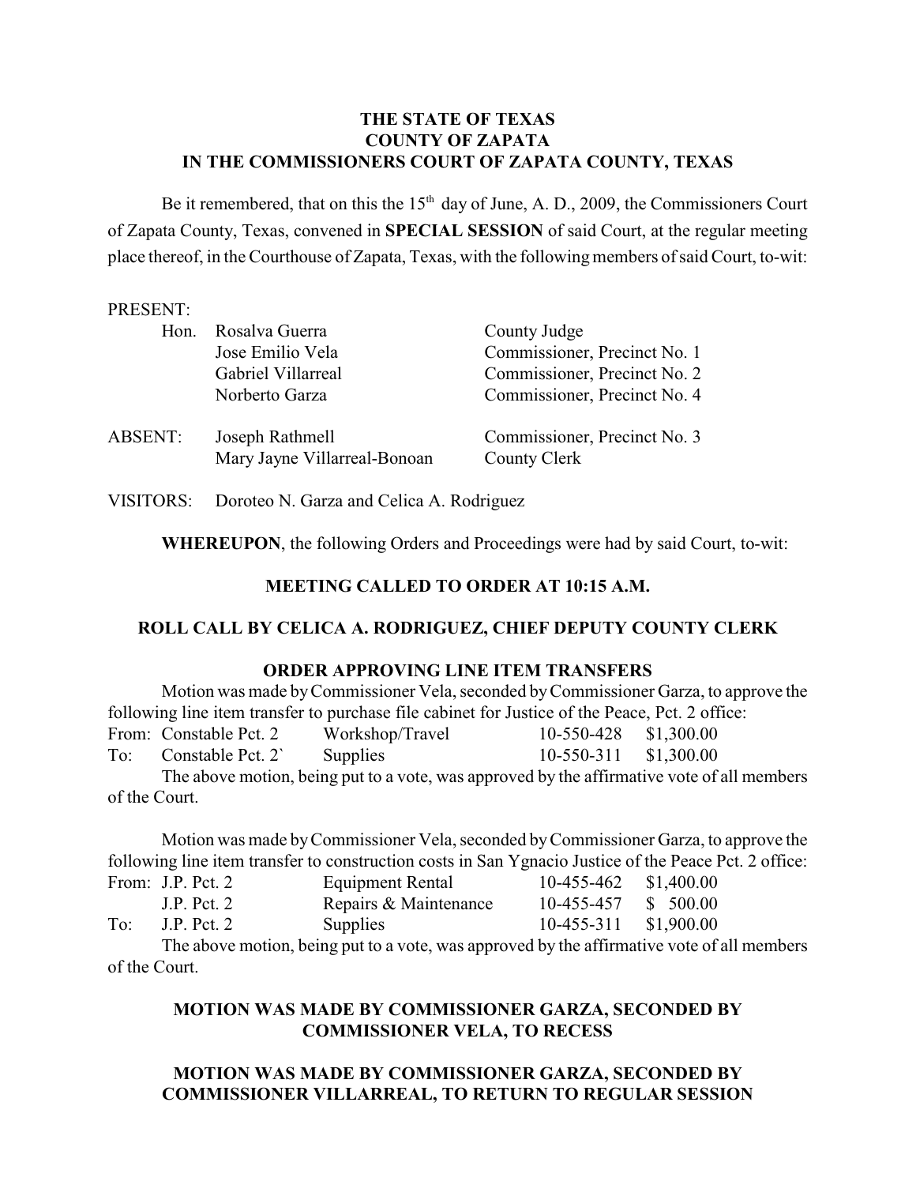**THE STATE OF TEXAS**
**COUNTY OF ZAPATA**
**IN THE COMMISSIONERS COURT OF ZAPATA COUNTY, TEXAS**

Be it remembered, that on this the 15th day of June, A. D., 2009, the Commissioners Court of Zapata County, Texas, convened in **SPECIAL SESSION** of said Court, at the regular meeting place thereof, in the Courthouse of Zapata, Texas, with the following members of said Court, to-wit:

PRESENT:

| | | |
|---|---|---|
| Hon. | Rosalva Guerra | County Judge |
| | Jose Emilio Vela | Commissioner, Precinct No. 1 |
| | Gabriel Villarreal | Commissioner, Precinct No. 2 |
| | Norberto Garza | Commissioner, Precinct No. 4 |

| | | |
|---|---|---|
| ABSENT: | Joseph Rathmell | Commissioner, Precinct No. 3 |
| | Mary Jayne Villarreal-Bonoan | County Clerk |

VISITORS: Doroteo N. Garza and Celica A. Rodriguez

**WHEREUPON**, the following Orders and Proceedings were had by said Court, to-wit:

**MEETING CALLED TO ORDER AT 10:15 A.M.**

**ROLL CALL BY CELICA A. RODRIGUEZ, CHIEF DEPUTY COUNTY CLERK**

**ORDER APPROVING LINE ITEM TRANSFERS**

Motion was made by Commissioner Vela, seconded by Commissioner Garza, to approve the following line item transfer to purchase file cabinet for Justice of the Peace, Pct. 2 office:

| | | | | |
|---|---|---|---|---|
| From: | Constable Pct. 2 | Workshop/Travel | 10-550-428 | $1,300.00 |
| To: | Constable Pct. 2` | Supplies | 10-550-311 | $1,300.00 |

The above motion, being put to a vote, was approved by the affirmative vote of all members of the Court.

Motion was made by Commissioner Vela, seconded by Commissioner Garza, to approve the following line item transfer to construction costs in San Ygnacio Justice of the Peace Pct. 2 office:

| | | | | |
|---|---|---|---|---|
| From: | J.P. Pct. 2 | Equipment Rental | 10-455-462 | $1,400.00 |
| | J.P. Pct. 2 | Repairs & Maintenance | 10-455-457 | $ 500.00 |
| To: | J.P. Pct. 2 | Supplies | 10-455-311 | $1,900.00 |

The above motion, being put to a vote, was approved by the affirmative vote of all members of the Court.

**MOTION WAS MADE BY COMMISSIONER GARZA, SECONDED BY COMMISSIONER VELA, TO RECESS**

**MOTION WAS MADE BY COMMISSIONER GARZA, SECONDED BY COMMISSIONER VILLARREAL, TO RETURN TO REGULAR SESSION**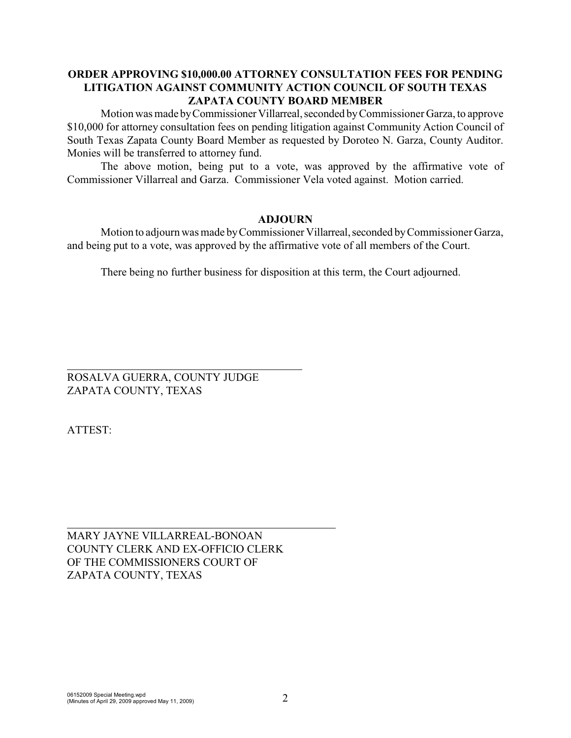**ORDER APPROVING $10,000.00 ATTORNEY CONSULTATION FEES FOR PENDING LITIGATION AGAINST COMMUNITY ACTION COUNCIL OF SOUTH TEXAS ZAPATA COUNTY BOARD MEMBER**

Motion was made by Commissioner Villarreal, seconded by Commissioner Garza, to approve $10,000 for attorney consultation fees on pending litigation against Community Action Council of South Texas Zapata County Board Member as requested by Doroteo N. Garza, County Auditor. Monies will be transferred to attorney fund.

The above motion, being put to a vote, was approved by the affirmative vote of Commissioner Villarreal and Garza. Commissioner Vela voted against. Motion carried.

**ADJOURN**

Motion to adjourn was made by Commissioner Villarreal, seconded by Commissioner Garza, and being put to a vote, was approved by the affirmative vote of all members of the Court.

There being no further business for disposition at this term, the Court adjourned.

ROSALVA GUERRA, COUNTY JUDGE
ZAPATA COUNTY, TEXAS

ATTEST:

MARY JAYNE VILLARREAL-BONOAN
COUNTY CLERK AND EX-OFFICIO CLERK
OF THE COMMISSIONERS COURT OF
ZAPATA COUNTY, TEXAS

06152009 Special Meeting.wpd
(Minutes of April 29, 2009 approved May 11, 2009)